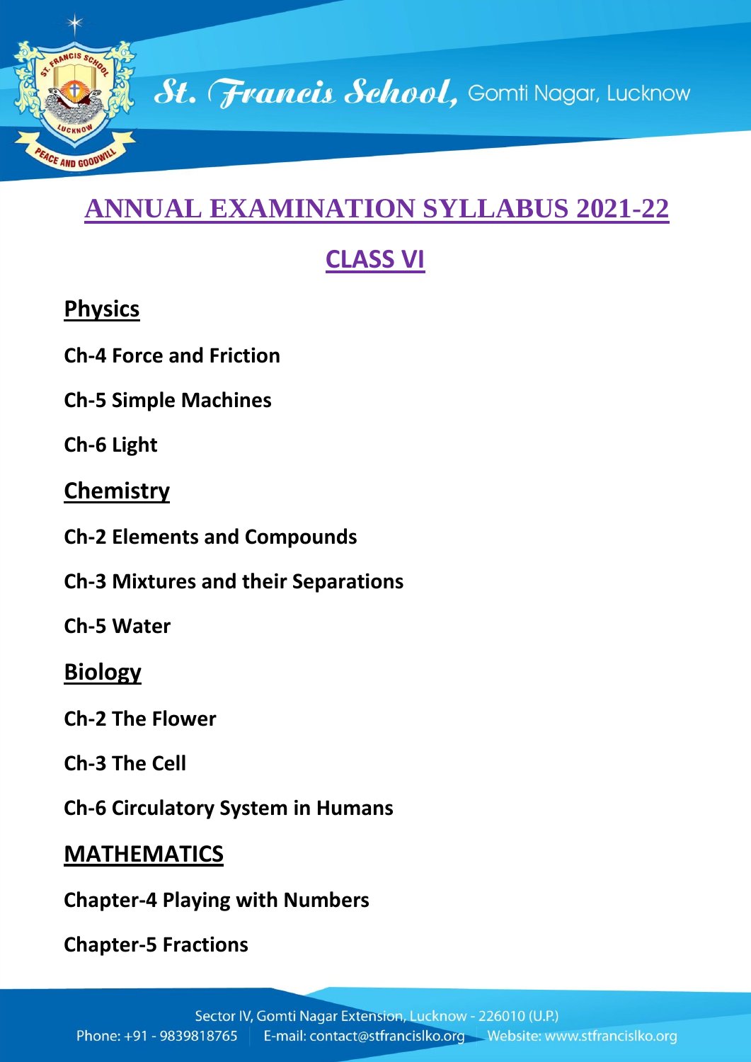# ANNUAL EXAMINATION SYLLABUS 2021-22

## CLASS VI

### Physics

**Ch-4 Force and Friction**

**Ch-5 Simple Machines**

**Ch-6 Light**

### Chemistry

**Ch-2 Elements and Compounds**

**Ch-3 Mixtures and their Separations**

**Ch-5 Water**

### Biology

**Ch-2 The Flower**

**Ch-3 The Cell**

**Ch-6 Circulatory System in Humans**

### MATHEMATICS

**Chapter-4 Playing with Numbers**

**Chapter-5 Fractions**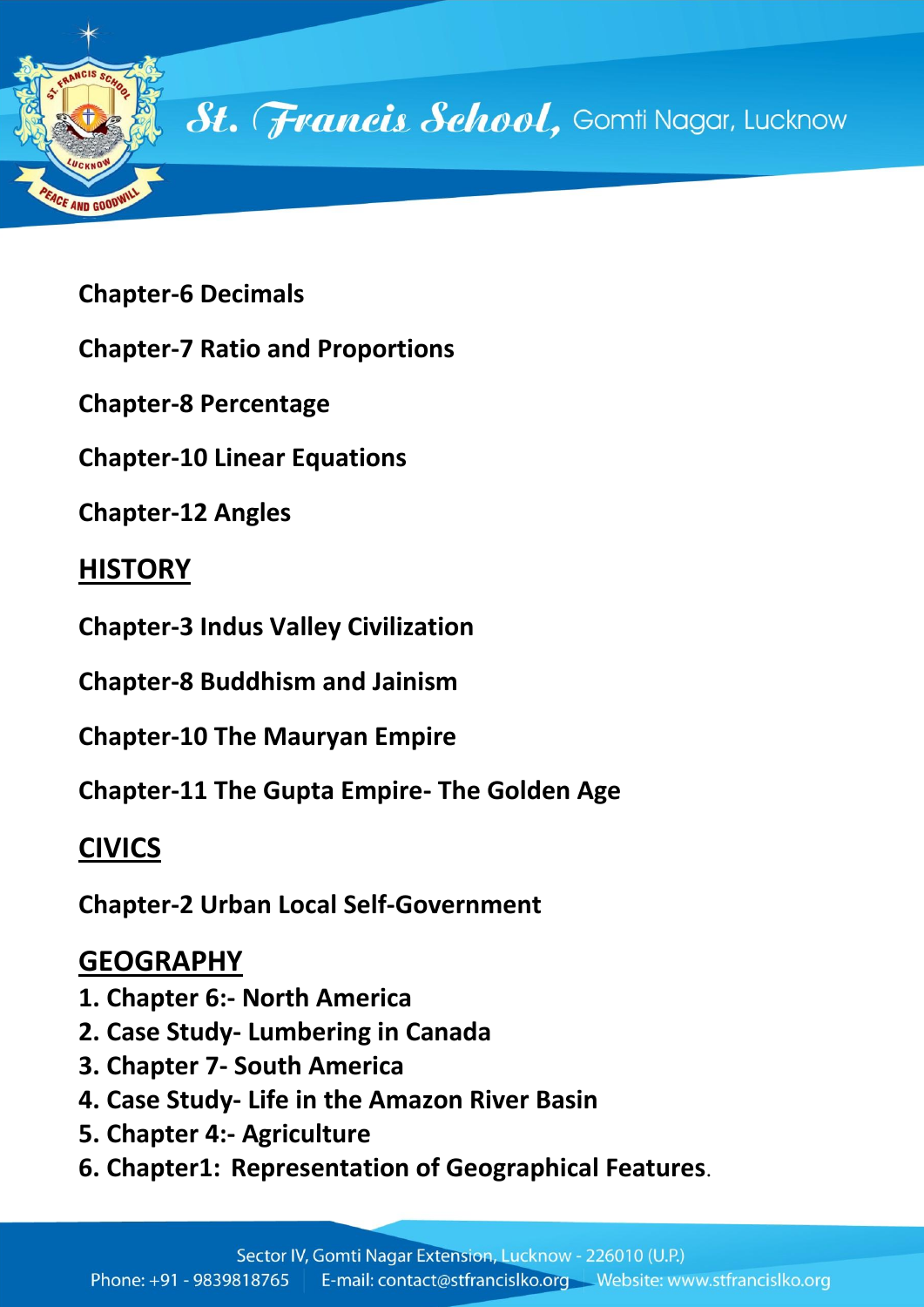**Chapter-6 Decimals**

**Chapter-7 Ratio and Proportions**

**Chapter-8 Percentage**

**Chapter-10 Linear Equations**

**Chapter-12 Angles**

## HISTORY

**Chapter-3 Indus Valley Civilization**

**Chapter-8 Buddhism and Jainism**

**Chapter-10 The Mauryan Empire**

**Chapter-11 The Gupta Empire- The Golden Age**

## CIVICS

**Chapter-2 Urban Local Self-Government**

## GEOGRAPHY

1. **Chapter 6:- North America**
2. **Case Study- Lumbering in Canada**
3. **Chapter 7- South America**
4. **Case Study- Life in the Amazon River Basin**
5. **Chapter 4:- Agriculture**
6. **Chapter1: Representation of Geographical Features**.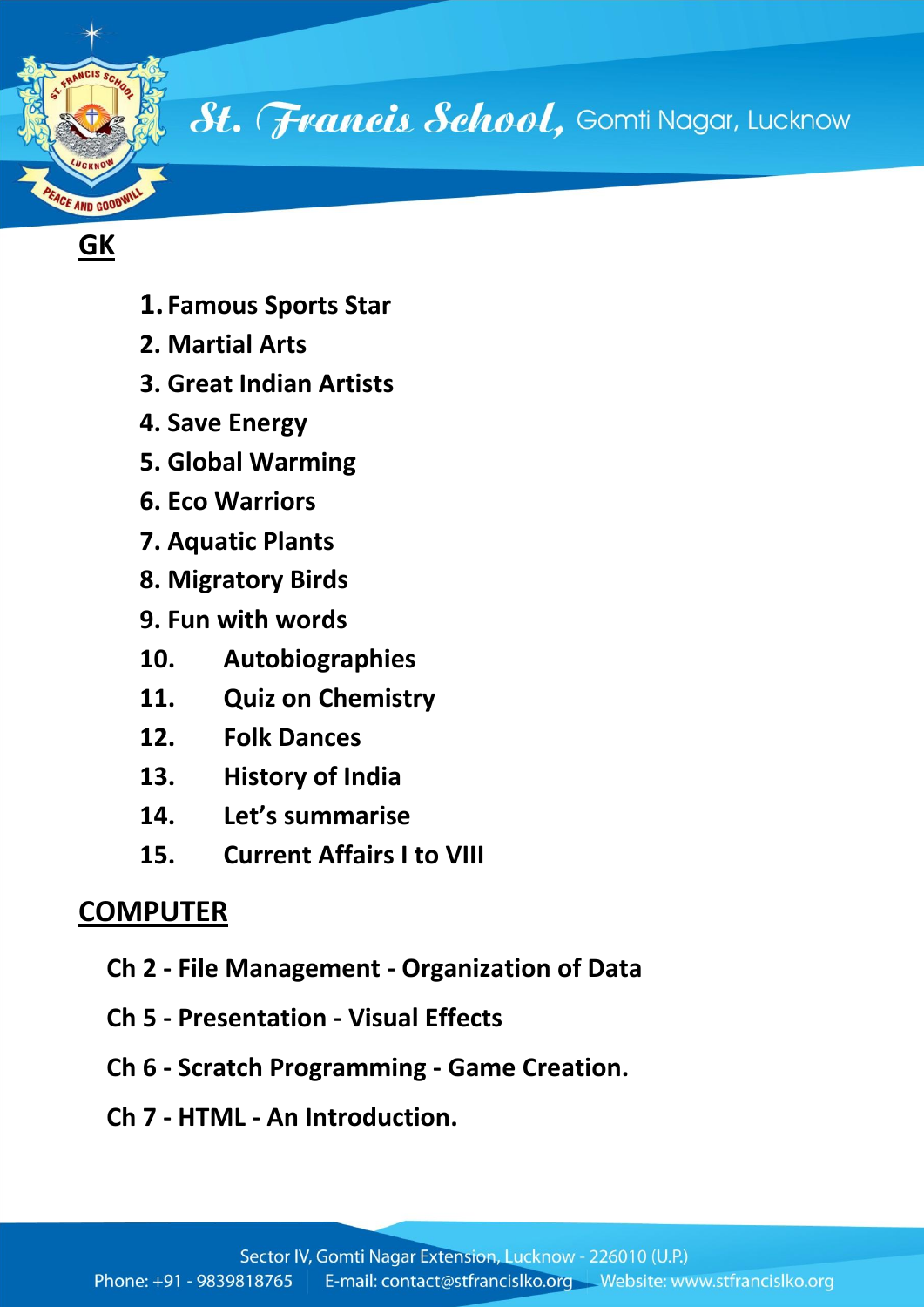## GK

1. Famous Sports Star
2. Martial Arts
3. Great Indian Artists
4. Save Energy
5. Global Warming
6. Eco Warriors
7. Aquatic Plants
8. Migratory Birds
9. Fun with words
10. Autobiographies
11. Quiz on Chemistry
12. Folk Dances
13. History of India
14. Let's summarise
15. Current Affairs I to VIII

## COMPUTER

**Ch 2 - File Management - Organization of Data**

**Ch 5 - Presentation - Visual Effects**

**Ch 6 - Scratch Programming - Game Creation.**

**Ch 7 - HTML - An Introduction.**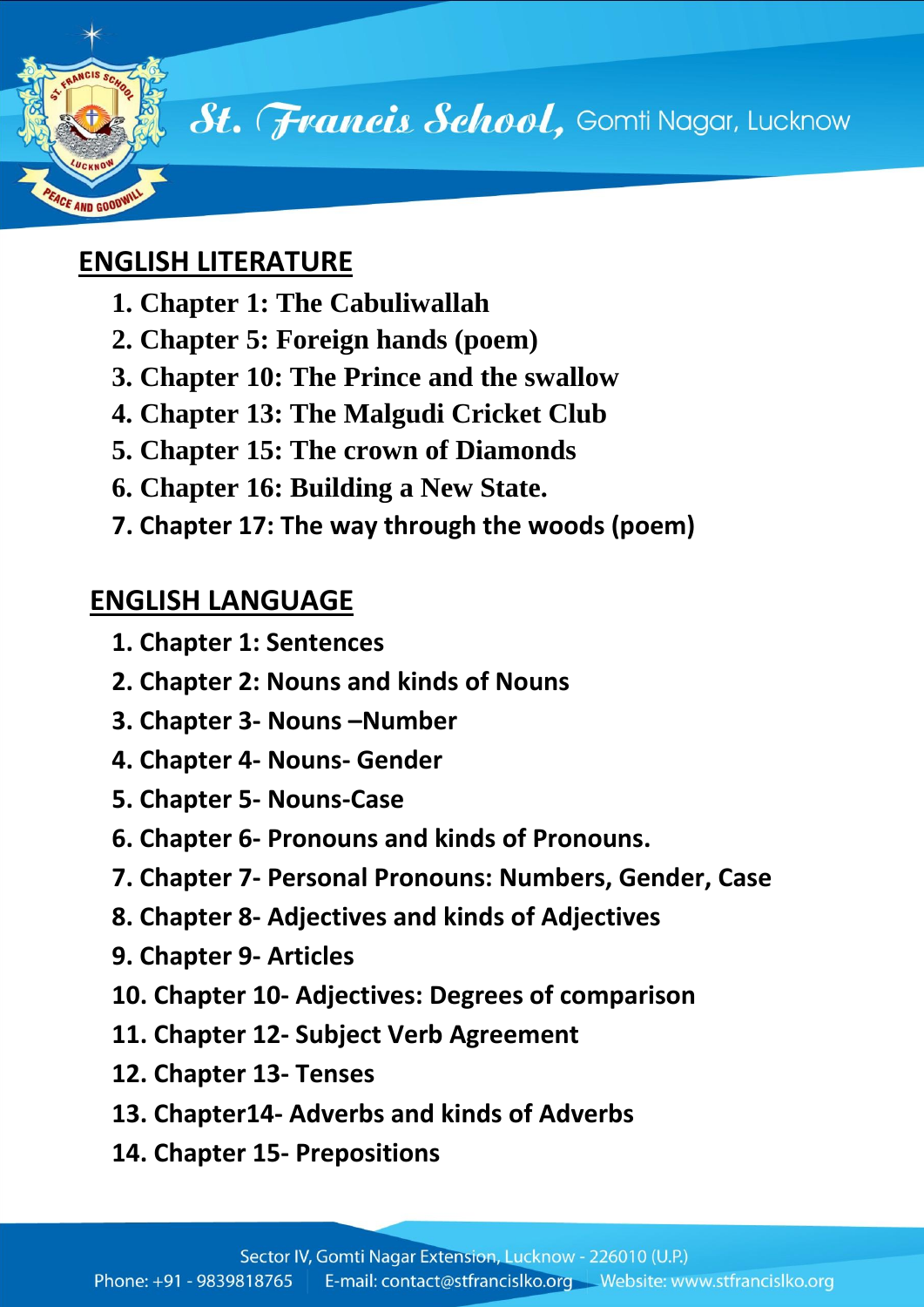## ENGLISH LITERATURE

1. **Chapter 1: The Cabuliwallah**
2. **Chapter 5: Foreign hands (poem)**
3. **Chapter 10: The Prince and the swallow**
4. **Chapter 13: The Malgudi Cricket Club**
5. **Chapter 15: The crown of Diamonds**
6. **Chapter 16: Building a New State.**
7. **Chapter 17: The way through the woods (poem)**

## ENGLISH LANGUAGE

1. **Chapter 1: Sentences**
2. **Chapter 2: Nouns and kinds of Nouns**
3. **Chapter 3- Nouns –Number**
4. **Chapter 4- Nouns- Gender**
5. **Chapter 5- Nouns-Case**
6. **Chapter 6- Pronouns and kinds of Pronouns.**
7. **Chapter 7- Personal Pronouns: Numbers, Gender, Case**
8. **Chapter 8- Adjectives and kinds of Adjectives**
9. **Chapter 9- Articles**
10. **Chapter 10- Adjectives: Degrees of comparison**
11. **Chapter 12- Subject Verb Agreement**
12. **Chapter 13- Tenses**
13. **Chapter14- Adverbs and kinds of Adverbs**
14. **Chapter 15- Prepositions**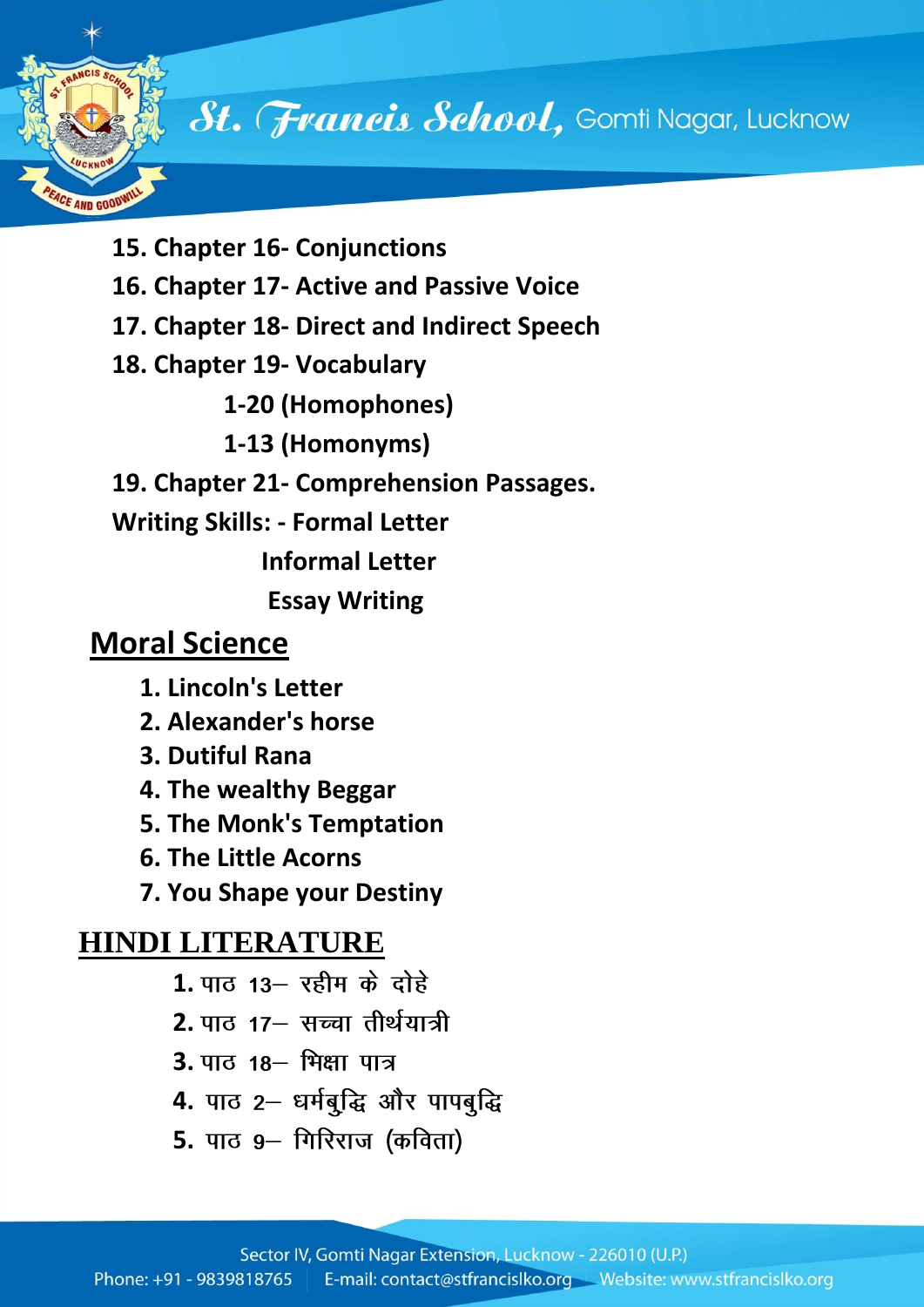15. **Chapter 16- Conjunctions**
16. **Chapter 17- Active and Passive Voice**
17. **Chapter 18- Direct and Indirect Speech**
18. **Chapter 19- Vocabulary**
    **1-20 (Homophones)**
    **1-13 (Homonyms)**
19. **Chapter 21- Comprehension Passages.**

**Writing Skills: - Formal Letter**
**Informal Letter**
**Essay Writing**

## Moral Science

1. **Lincoln's Letter**
2. **Alexander's horse**
3. **Dutiful Rana**
4. **The wealthy Beggar**
5. **The Monk's Temptation**
6. **The Little Acorns**
7. **You Shape your Destiny**

## HINDI LITERATURE

1. पाठ 13– रहीम के दोहे
2. पाठ 17– सच्चा तीर्थयात्री
3. पाठ 18– भिक्षा पात्र
4. पाठ 2– धर्मबुद्धि और पापबुद्धि
5. पाठ 9– गिरिराज (कविता)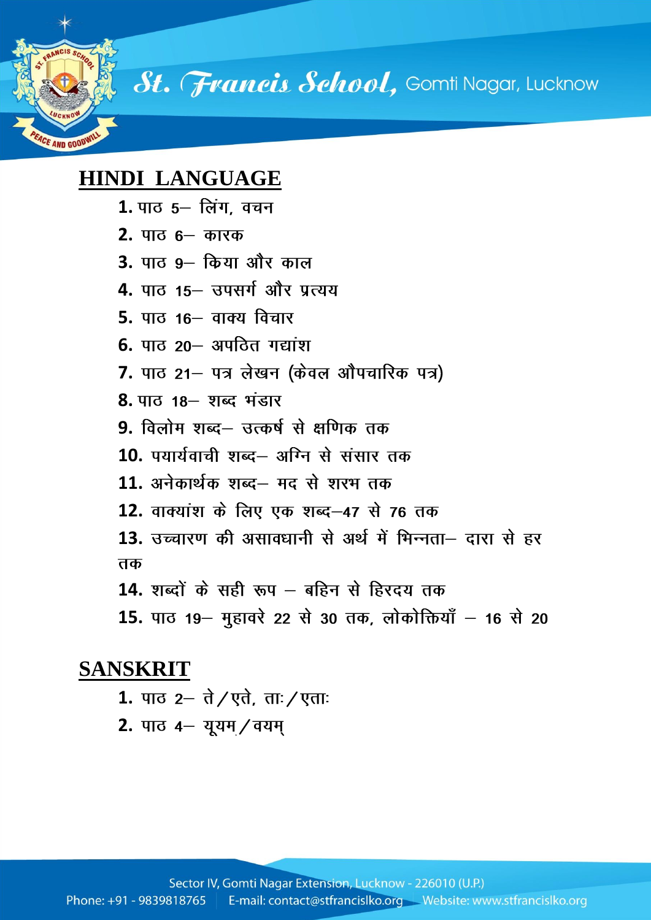## HINDI LANGUAGE

1. पाठ 5– लिंग, वचन
2. पाठ 6– कारक
3. पाठ 9– क्रिया और काल
4. पाठ 15– उपसर्ग और प्रत्यय
5. पाठ 16– वाक्य विचार
6. पाठ 20– अपठित गद्यांश
7. पाठ 21– पत्र लेखन (केवल औपचारिक पत्र)
8. पाठ 18– शब्द भंडार
9. विलोम शब्द– उत्कर्ष से क्षणिक तक
10. पयार्यवाची शब्द– अग्नि से संसार तक
11. अनेकार्थक शब्द– मद से शरभ तक
12. वाक्यांश के लिए एक शब्द–47 से 76 तक
13. उच्चारण की असावधानी से अर्थ में भिन्नता– दारा से हर तक
14. शब्दों के सही रूप – बहिन से हिरदय तक
15. पाठ 19– मुहावरे 22 से 30 तक, लोकोक्तियाँ – 16 से 20

## SANSKRIT

1. पाठ 2– ते/एते, ताः/एताः
2. पाठ 4– यूयम्/वयम्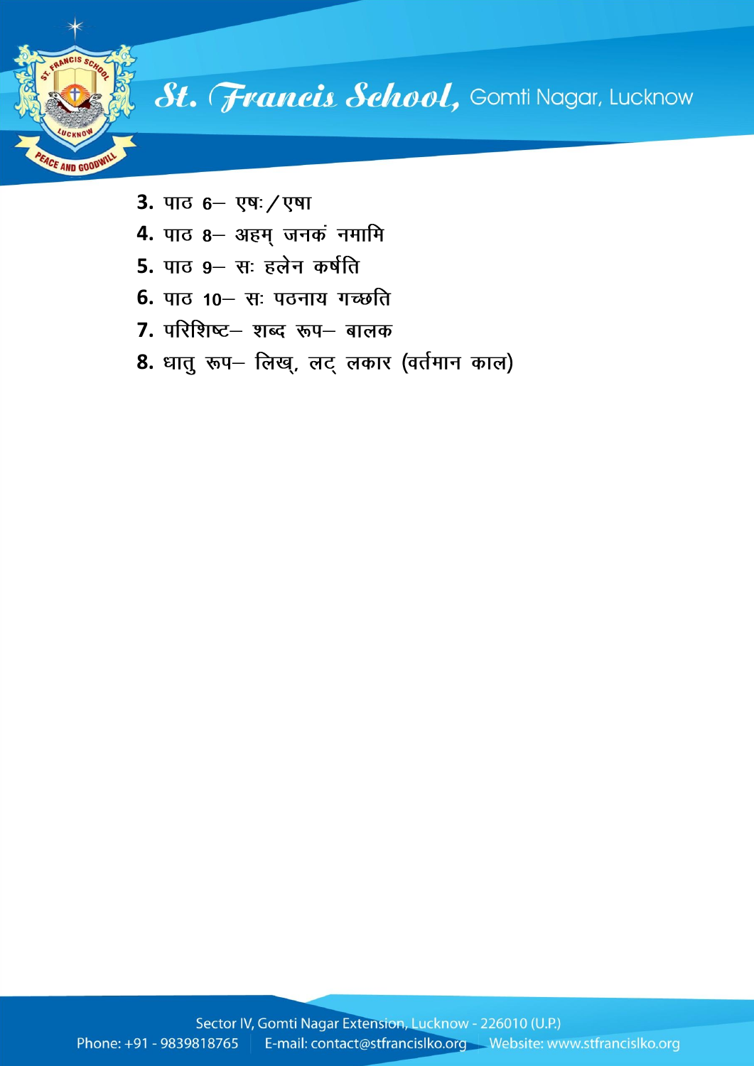3. पाठ 6– एषः / एषा
4. पाठ 8– अहम् जनकं नमामि
5. पाठ 9– सः हलेन कर्षति
6. पाठ 10– सः पठनाय गच्छति
7. परिशिष्ट– शब्द रूप– बालक
8. धातु रूप– लिख्, लट् लकार (वर्तमान काल)